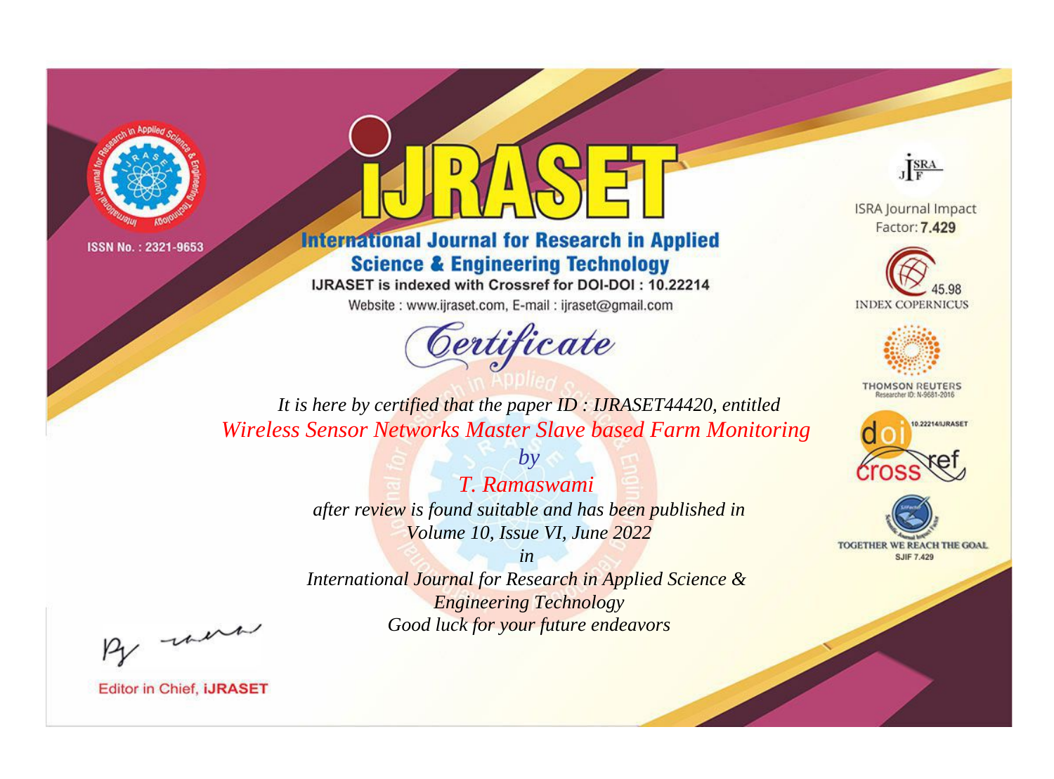ISSN No. : 2321-9653

# IJRASET

## International Journal for Research in Applied Science & Engineering Technology

IJRASET is indexed with Crossref for DOI-DOI : 10.22214

Website : www.ijraset.com, E-mail : ijraset@gmail.com

ISRA Journal Impact Factor: **7.429**

45.98 INDEX COPERNICUS

THOMSON REUTERS Researcher ID: N-9681-2016

10.22214/IJRASET

TOGETHER WE REACH THE GOAL SJIF 7.429

## *Certificate*

*It is here by certified that the paper ID : IJRASET44420, entitled*

*Wireless Sensor Networks Master Slave based Farm Monitoring*

*by*

*T. Ramaswami*

*after review is found suitable and has been published in*

*Volume 10, Issue VI, June 2022*

*in*

*International Journal for Research in Applied Science & Engineering Technology*

*Good luck for your future endeavors*

Editor in Chief, **iJRASET**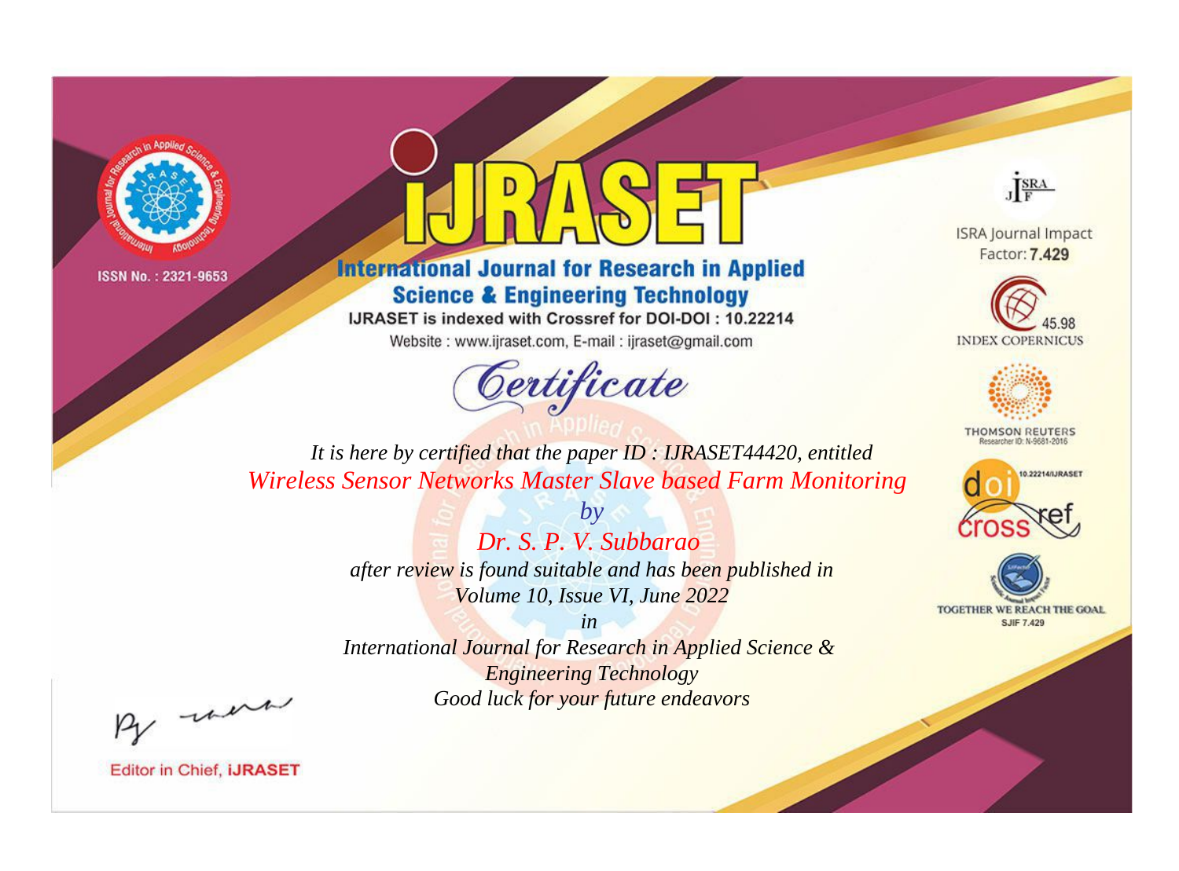ISSN No. : 2321-9653

# iJRASET

## International Journal for Research in Applied Science & Engineering Technology

IJRASET is indexed with Crossref for DOI-DOI : 10.22214

Website : www.ijraset.com, E-mail : ijraset@gmail.com

ISRA Journal Impact Factor: **7.429**

45.98 INDEX COPERNICUS

THOMSON REUTERS Researcher ID: N-9681-2016

10.22214/IJRASET

TOGETHER WE REACH THE GOAL SJIF 7.429

# Certificate

*It is here by certified that the paper ID : IJRASET44420, entitled*

*Wireless Sensor Networks Master Slave based Farm Monitoring*

*by*

*Dr. S. P. V. Subbarao*

*after review is found suitable and has been published in*

*Volume 10, Issue VI, June 2022*

*in*

*International Journal for Research in Applied Science & Engineering Technology*

*Good luck for your future endeavors*

Editor in Chief, **iJRASET**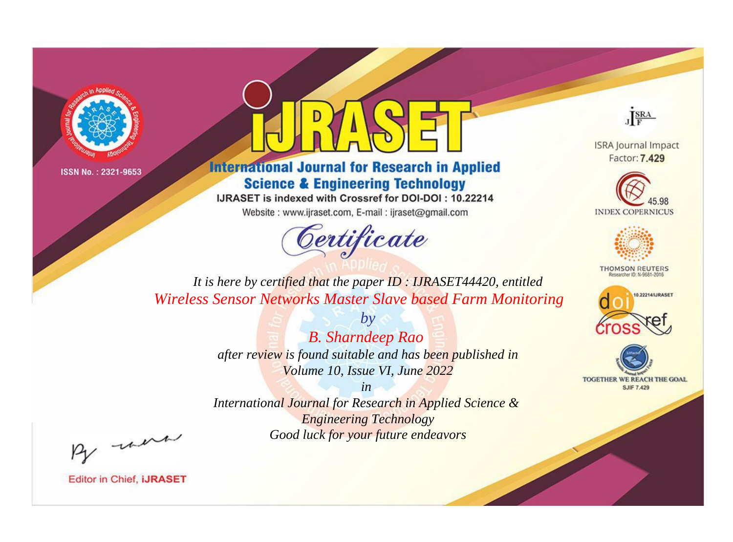ISSN No. : 2321-9653

# iJRASET

## International Journal for Research in Applied Science & Engineering Technology

IJRASET is indexed with Crossref for DOI-DOI : 10.22214

Website : www.ijraset.com, E-mail : ijraset@gmail.com

*Certificate*

*It is here by certified that the paper ID : IJRASET44420, entitled*

*Wireless Sensor Networks Master Slave based Farm Monitoring*

*by*

*B. Sharndeep Rao*

*after review is found suitable and has been published in*

*Volume 10, Issue VI, June 2022*

*in*

*International Journal for Research in Applied Science & Engineering Technology*

*Good luck for your future endeavors*

ISRA Journal Impact Factor: **7.429**

45.98 INDEX COPERNICUS

THOMSON REUTERS Researcher ID: N-9681-2016

10.22214/IJRASET

TOGETHER WE REACH THE GOAL SJIF 7.429

Editor in Chief, **iJRASET**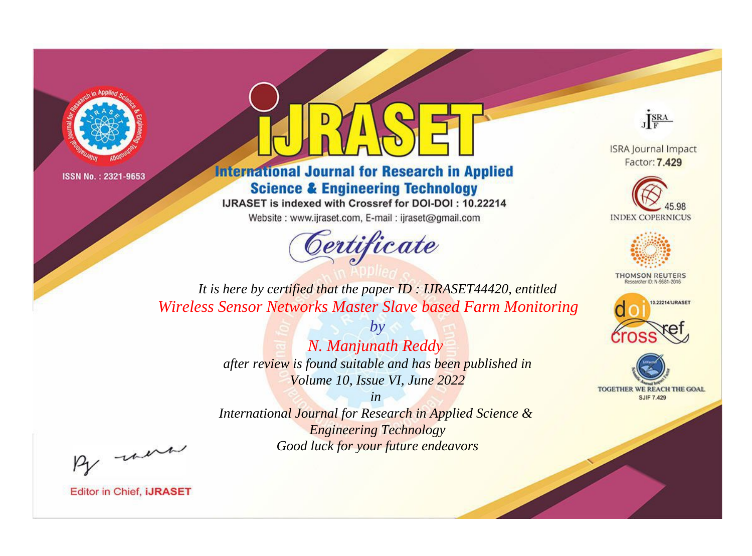ISSN No. : 2321-9653

# iJRASET

## International Journal for Research in Applied Science & Engineering Technology

IJRASET is indexed with Crossref for DOI-DOI : 10.22214

Website : www.ijraset.com, E-mail : ijraset@gmail.com

ISRA Journal Impact Factor: **7.429**

45.98 INDEX COPERNICUS

THOMSON REUTERS Researcher ID: N-9681-2016

10.22214/IJRASET

TOGETHER WE REACH THE GOAL SJIF 7.429

## Certificate

*It is here by certified that the paper ID : IJRASET44420, entitled*

*Wireless Sensor Networks Master Slave based Farm Monitoring*

*by*

*N. Manjunath Reddy*

*after review is found suitable and has been published in*

*Volume 10, Issue VI, June 2022*

*in*

*International Journal for Research in Applied Science & Engineering Technology*

*Good luck for your future endeavors*

Editor in Chief, **iJRASET**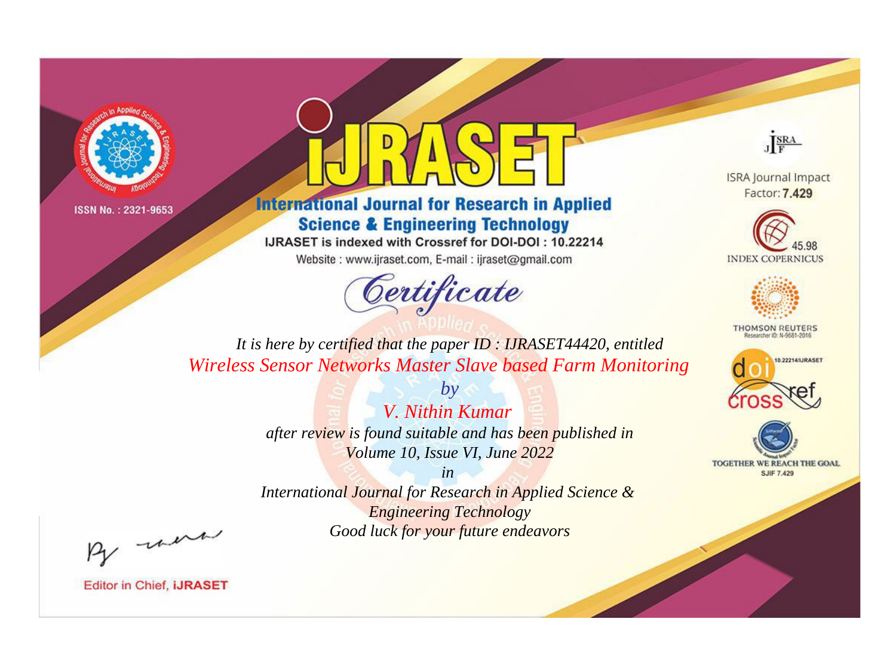ISSN No. : 2321-9653

# iJRASET

## International Journal for Research in Applied Science & Engineering Technology

IJRASET is indexed with Crossref for DOI-DOI : 10.22214

Website : www.ijraset.com, E-mail : ijraset@gmail.com

*Certificate*

*It is here by certified that the paper ID : IJRASET44420, entitled*

*Wireless Sensor Networks Master Slave based Farm Monitoring*

*by*

*V. Nithin Kumar*

*after review is found suitable and has been published in*

*Volume 10, Issue VI, June 2022*

*in*

*International Journal for Research in Applied Science & Engineering Technology*

*Good luck for your future endeavors*

ISRA Journal Impact Factor: **7.429**

45.98 INDEX COPERNICUS

THOMSON REUTERS Researcher ID: N-9681-2016

10.22214/IJRASET

TOGETHER WE REACH THE GOAL SJIF 7.429

Editor in Chief, **iJRASET**